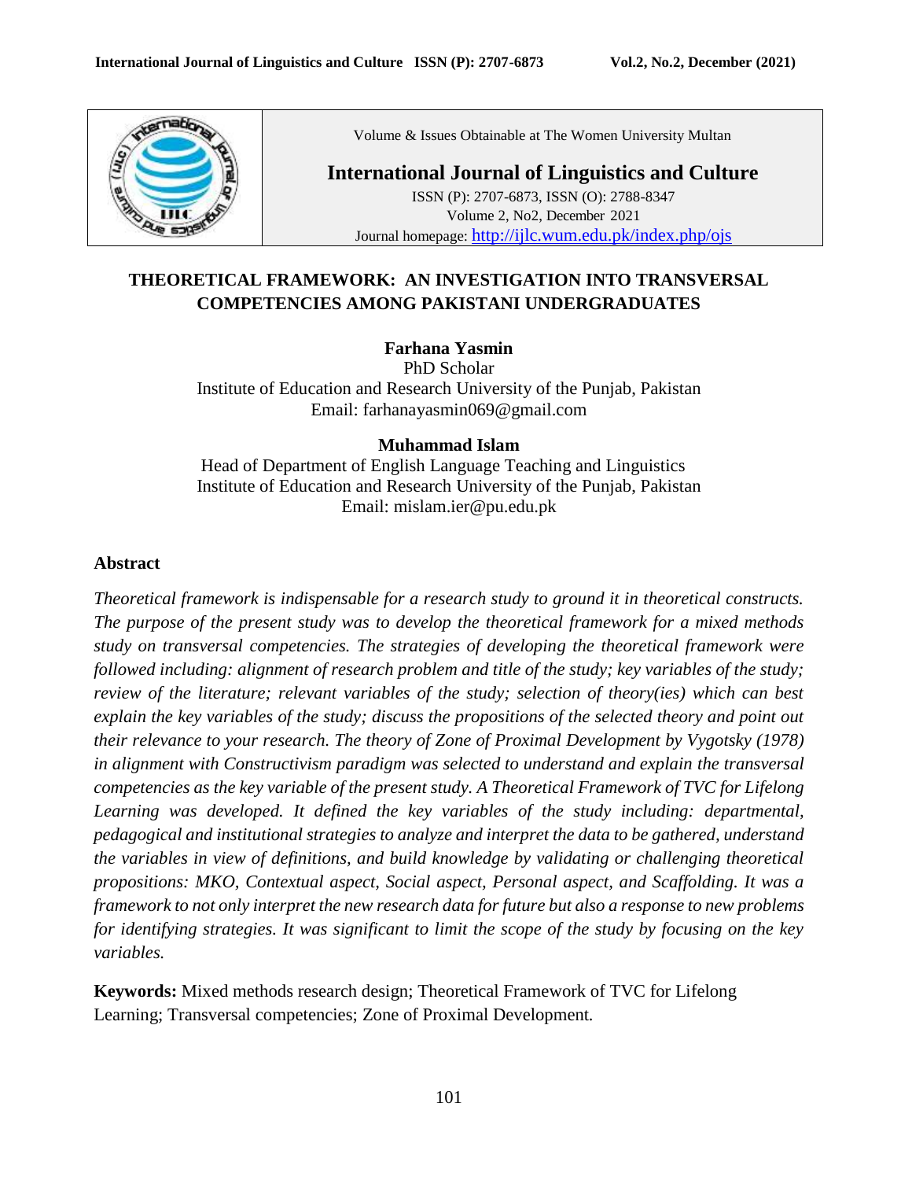Volume & Issues Obtainable at The Women University Multan

**International Journal of Linguistics and Culture**

ISSN (P): 2707-6873, ISSN (O): 2788-8347
Volume 2, No2, December 2021
Journal homepage: http://ijlc.wum.edu.pk/index.php/ojs

# THEORETICAL FRAMEWORK: AN INVESTIGATION INTO TRANSVERSAL COMPETENCIES AMONG PAKISTANI UNDERGRADUATES

**Farhana Yasmin**
PhD Scholar
Institute of Education and Research University of the Punjab, Pakistan
Email: farhanayasmin069@gmail.com

**Muhammad Islam**
Head of Department of English Language Teaching and Linguistics
Institute of Education and Research University of the Punjab, Pakistan
Email: mislam.ier@pu.edu.pk

## Abstract

*Theoretical framework is indispensable for a research study to ground it in theoretical constructs. The purpose of the present study was to develop the theoretical framework for a mixed methods study on transversal competencies. The strategies of developing the theoretical framework were followed including: alignment of research problem and title of the study; key variables of the study; review of the literature; relevant variables of the study; selection of theory(ies) which can best explain the key variables of the study; discuss the propositions of the selected theory and point out their relevance to your research. The theory of Zone of Proximal Development by Vygotsky (1978) in alignment with Constructivism paradigm was selected to understand and explain the transversal competencies as the key variable of the present study. A Theoretical Framework of TVC for Lifelong Learning was developed. It defined the key variables of the study including: departmental, pedagogical and institutional strategies to analyze and interpret the data to be gathered, understand the variables in view of definitions, and build knowledge by validating or challenging theoretical propositions: MKO, Contextual aspect, Social aspect, Personal aspect, and Scaffolding. It was a framework to not only interpret the new research data for future but also a response to new problems for identifying strategies. It was significant to limit the scope of the study by focusing on the key variables.*

**Keywords:** Mixed methods research design; Theoretical Framework of TVC for Lifelong Learning; Transversal competencies; Zone of Proximal Development.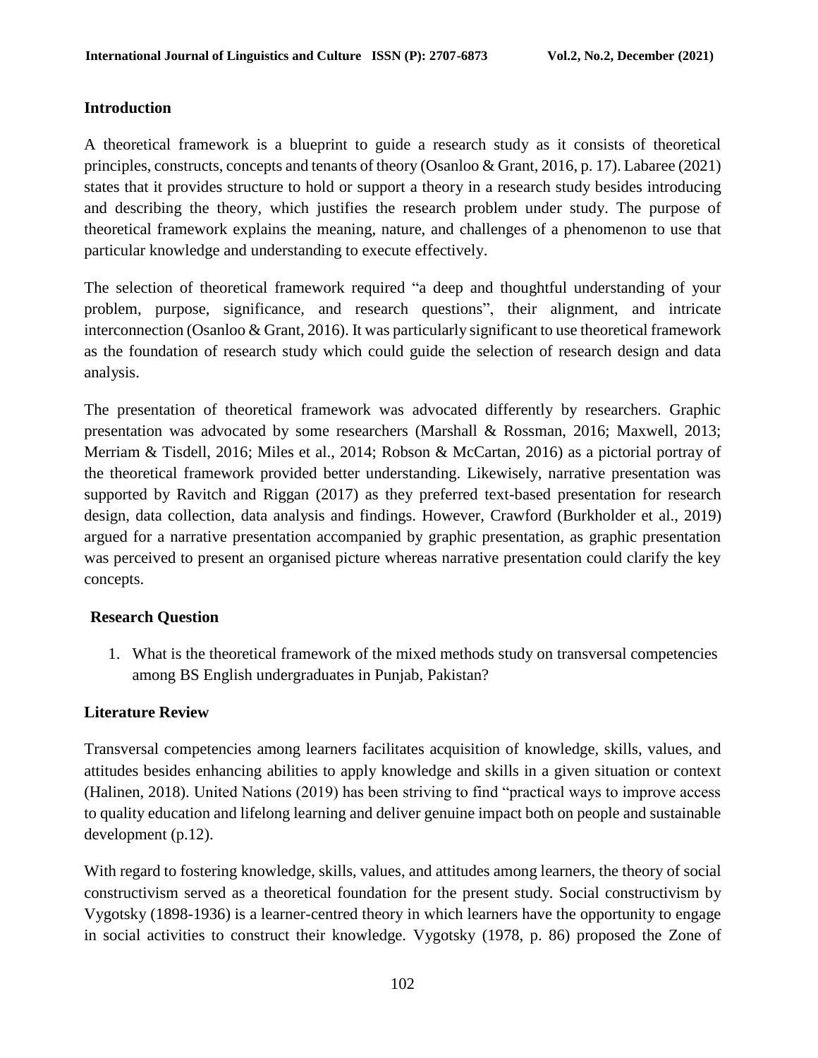## Introduction

A theoretical framework is a blueprint to guide a research study as it consists of theoretical principles, constructs, concepts and tenants of theory (Osanloo & Grant, 2016, p. 17). Labaree (2021) states that it provides structure to hold or support a theory in a research study besides introducing and describing the theory, which justifies the research problem under study. The purpose of theoretical framework explains the meaning, nature, and challenges of a phenomenon to use that particular knowledge and understanding to execute effectively.

The selection of theoretical framework required "a deep and thoughtful understanding of your problem, purpose, significance, and research questions", their alignment, and intricate interconnection (Osanloo & Grant, 2016). It was particularly significant to use theoretical framework as the foundation of research study which could guide the selection of research design and data analysis.

The presentation of theoretical framework was advocated differently by researchers. Graphic presentation was advocated by some researchers (Marshall & Rossman, 2016; Maxwell, 2013; Merriam & Tisdell, 2016; Miles et al., 2014; Robson & McCartan, 2016) as a pictorial portray of the theoretical framework provided better understanding. Likewisely, narrative presentation was supported by Ravitch and Riggan (2017) as they preferred text-based presentation for research design, data collection, data analysis and findings. However, Crawford (Burkholder et al., 2019) argued for a narrative presentation accompanied by graphic presentation, as graphic presentation was perceived to present an organised picture whereas narrative presentation could clarify the key concepts.

## Research Question

1. What is the theoretical framework of the mixed methods study on transversal competencies among BS English undergraduates in Punjab, Pakistan?

## Literature Review

Transversal competencies among learners facilitates acquisition of knowledge, skills, values, and attitudes besides enhancing abilities to apply knowledge and skills in a given situation or context (Halinen, 2018). United Nations (2019) has been striving to find "practical ways to improve access to quality education and lifelong learning and deliver genuine impact both on people and sustainable development (p.12).

With regard to fostering knowledge, skills, values, and attitudes among learners, the theory of social constructivism served as a theoretical foundation for the present study. Social constructivism by Vygotsky (1898-1936) is a learner-centred theory in which learners have the opportunity to engage in social activities to construct their knowledge. Vygotsky (1978, p. 86) proposed the Zone of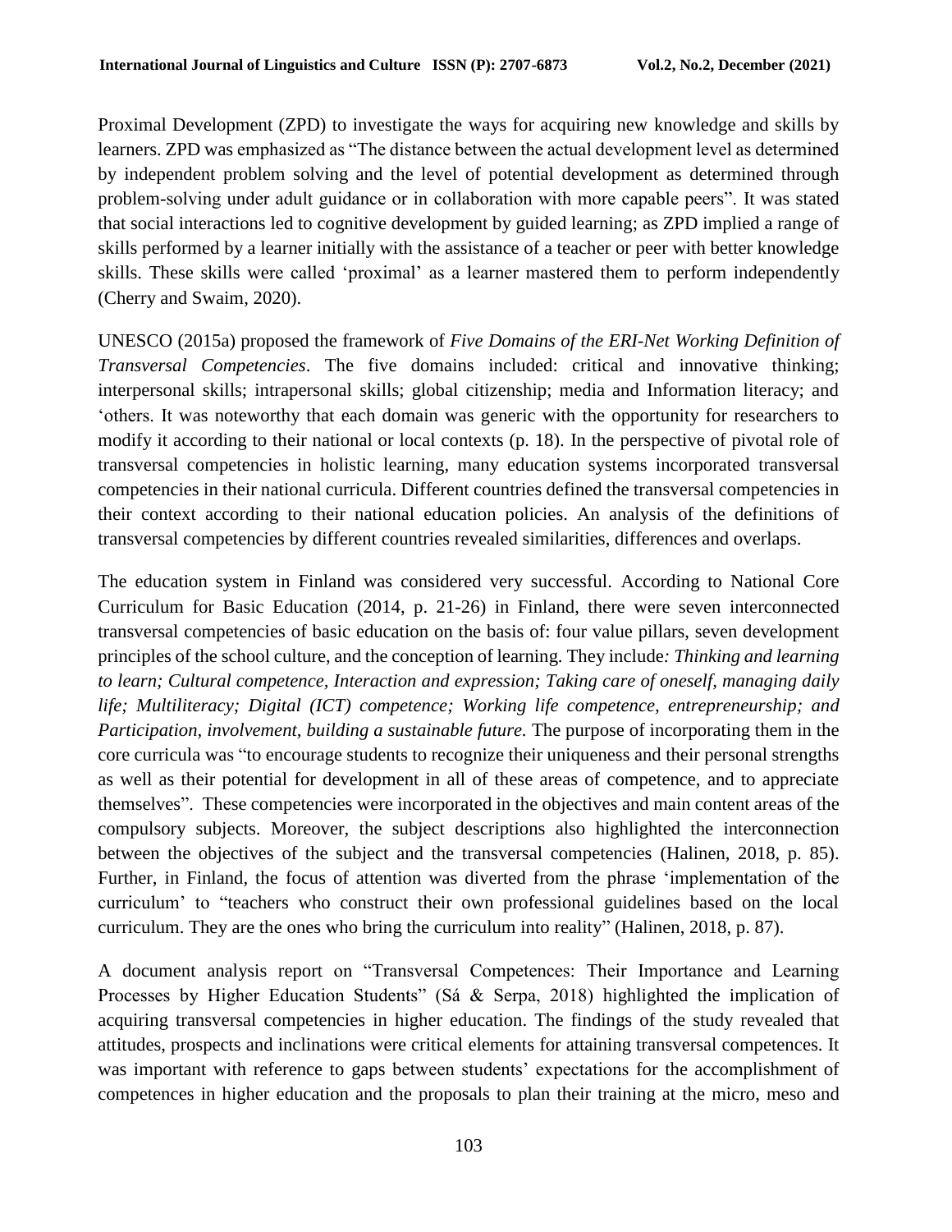Proximal Development (ZPD) to investigate the ways for acquiring new knowledge and skills by learners. ZPD was emphasized as "The distance between the actual development level as determined by independent problem solving and the level of potential development as determined through problem-solving under adult guidance or in collaboration with more capable peers". It was stated that social interactions led to cognitive development by guided learning; as ZPD implied a range of skills performed by a learner initially with the assistance of a teacher or peer with better knowledge skills. These skills were called 'proximal' as a learner mastered them to perform independently (Cherry and Swaim, 2020).

UNESCO (2015a) proposed the framework of *Five Domains of the ERI-Net Working Definition of Transversal Competencies*. The five domains included: critical and innovative thinking; interpersonal skills; intrapersonal skills; global citizenship; media and Information literacy; and 'others. It was noteworthy that each domain was generic with the opportunity for researchers to modify it according to their national or local contexts (p. 18). In the perspective of pivotal role of transversal competencies in holistic learning, many education systems incorporated transversal competencies in their national curricula. Different countries defined the transversal competencies in their context according to their national education policies. An analysis of the definitions of transversal competencies by different countries revealed similarities, differences and overlaps.

The education system in Finland was considered very successful. According to National Core Curriculum for Basic Education (2014, p. 21-26) in Finland, there were seven interconnected transversal competencies of basic education on the basis of: four value pillars, seven development principles of the school culture, and the conception of learning. They include*: Thinking and learning to learn; Cultural competence, Interaction and expression; Taking care of oneself, managing daily life; Multiliteracy; Digital (ICT) competence; Working life competence, entrepreneurship; and Participation, involvement, building a sustainable future.* The purpose of incorporating them in the core curricula was "to encourage students to recognize their uniqueness and their personal strengths as well as their potential for development in all of these areas of competence, and to appreciate themselves". These competencies were incorporated in the objectives and main content areas of the compulsory subjects. Moreover, the subject descriptions also highlighted the interconnection between the objectives of the subject and the transversal competencies (Halinen, 2018, p. 85). Further, in Finland, the focus of attention was diverted from the phrase 'implementation of the curriculum' to "teachers who construct their own professional guidelines based on the local curriculum. They are the ones who bring the curriculum into reality" (Halinen, 2018, p. 87).

A document analysis report on "Transversal Competences: Their Importance and Learning Processes by Higher Education Students" (Sá & Serpa, 2018) highlighted the implication of acquiring transversal competencies in higher education. The findings of the study revealed that attitudes, prospects and inclinations were critical elements for attaining transversal competences. It was important with reference to gaps between students' expectations for the accomplishment of competences in higher education and the proposals to plan their training at the micro, meso and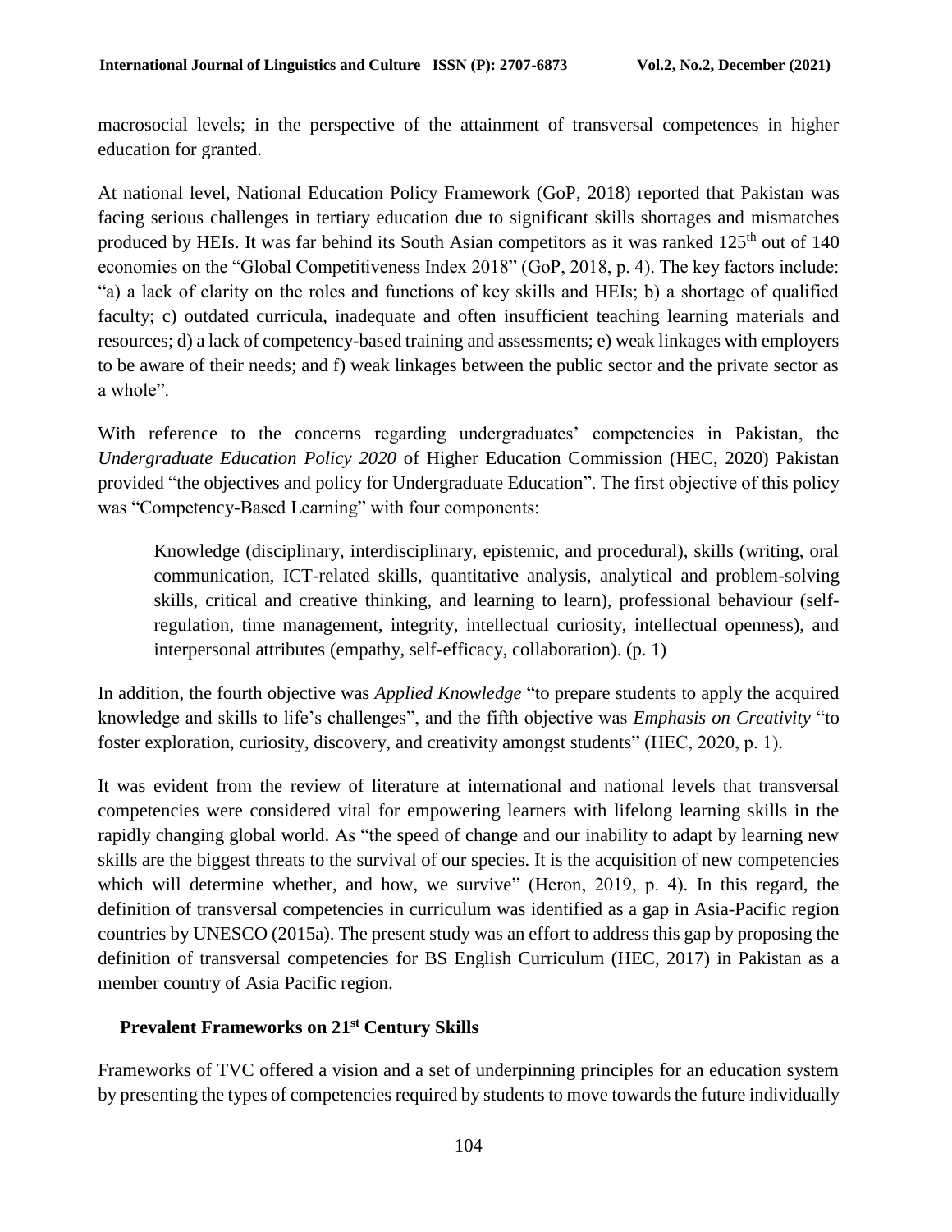macrosocial levels; in the perspective of the attainment of transversal competences in higher education for granted.

At national level, National Education Policy Framework (GoP, 2018) reported that Pakistan was facing serious challenges in tertiary education due to significant skills shortages and mismatches produced by HEIs. It was far behind its South Asian competitors as it was ranked 125th out of 140 economies on the "Global Competitiveness Index 2018" (GoP, 2018, p. 4). The key factors include: "a) a lack of clarity on the roles and functions of key skills and HEIs; b) a shortage of qualified faculty; c) outdated curricula, inadequate and often insufficient teaching learning materials and resources; d) a lack of competency-based training and assessments; e) weak linkages with employers to be aware of their needs; and f) weak linkages between the public sector and the private sector as a whole".

With reference to the concerns regarding undergraduates' competencies in Pakistan, the *Undergraduate Education Policy 2020* of Higher Education Commission (HEC, 2020) Pakistan provided "the objectives and policy for Undergraduate Education". The first objective of this policy was "Competency-Based Learning" with four components:

> Knowledge (disciplinary, interdisciplinary, epistemic, and procedural), skills (writing, oral communication, ICT-related skills, quantitative analysis, analytical and problem-solving skills, critical and creative thinking, and learning to learn), professional behaviour (self-regulation, time management, integrity, intellectual curiosity, intellectual openness), and interpersonal attributes (empathy, self-efficacy, collaboration). (p. 1)

In addition, the fourth objective was *Applied Knowledge* "to prepare students to apply the acquired knowledge and skills to life's challenges", and the fifth objective was *Emphasis on Creativity* "to foster exploration, curiosity, discovery, and creativity amongst students" (HEC, 2020, p. 1).

It was evident from the review of literature at international and national levels that transversal competencies were considered vital for empowering learners with lifelong learning skills in the rapidly changing global world. As "the speed of change and our inability to adapt by learning new skills are the biggest threats to the survival of our species. It is the acquisition of new competencies which will determine whether, and how, we survive" (Heron, 2019, p. 4). In this regard, the definition of transversal competencies in curriculum was identified as a gap in Asia-Pacific region countries by UNESCO (2015a). The present study was an effort to address this gap by proposing the definition of transversal competencies for BS English Curriculum (HEC, 2017) in Pakistan as a member country of Asia Pacific region.

## Prevalent Frameworks on 21st Century Skills

Frameworks of TVC offered a vision and a set of underpinning principles for an education system by presenting the types of competencies required by students to move towards the future individually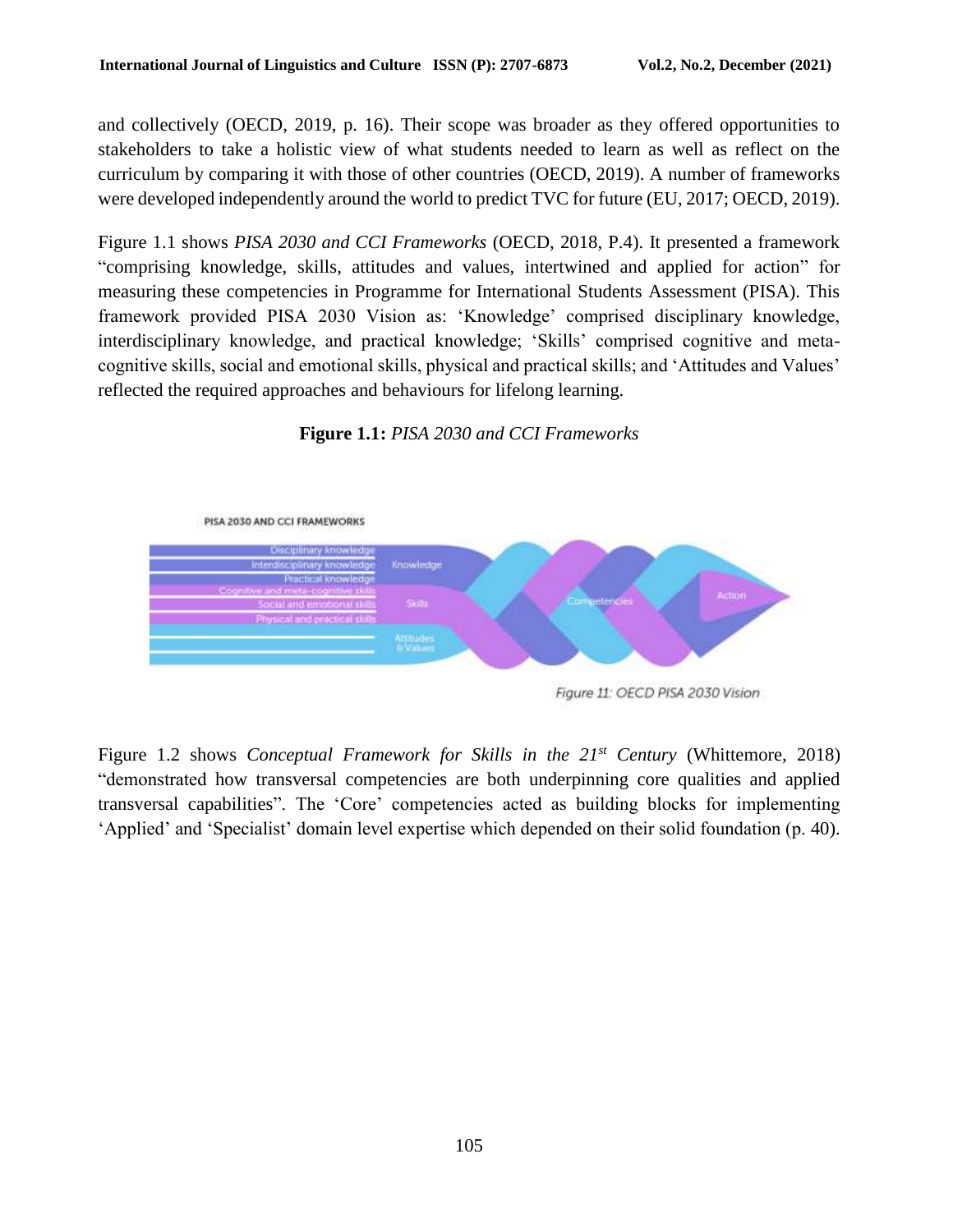and collectively (OECD, 2019, p. 16). Their scope was broader as they offered opportunities to stakeholders to take a holistic view of what students needed to learn as well as reflect on the curriculum by comparing it with those of other countries (OECD, 2019). A number of frameworks were developed independently around the world to predict TVC for future (EU, 2017; OECD, 2019).

Figure 1.1 shows *PISA 2030 and CCI Frameworks* (OECD, 2018, P.4). It presented a framework "comprising knowledge, skills, attitudes and values, intertwined and applied for action" for measuring these competencies in Programme for International Students Assessment (PISA). This framework provided PISA 2030 Vision as: 'Knowledge' comprised disciplinary knowledge, interdisciplinary knowledge, and practical knowledge; 'Skills' comprised cognitive and meta-cognitive skills, social and emotional skills, physical and practical skills; and 'Attitudes and Values' reflected the required approaches and behaviours for lifelong learning.

**Figure 1.1:** *PISA 2030 and CCI Frameworks*

Figure 1.2 shows *Conceptual Framework for Skills in the 21st Century* (Whittemore, 2018) "demonstrated how transversal competencies are both underpinning core qualities and applied transversal capabilities". The 'Core' competencies acted as building blocks for implementing 'Applied' and 'Specialist' domain level expertise which depended on their solid foundation (p. 40).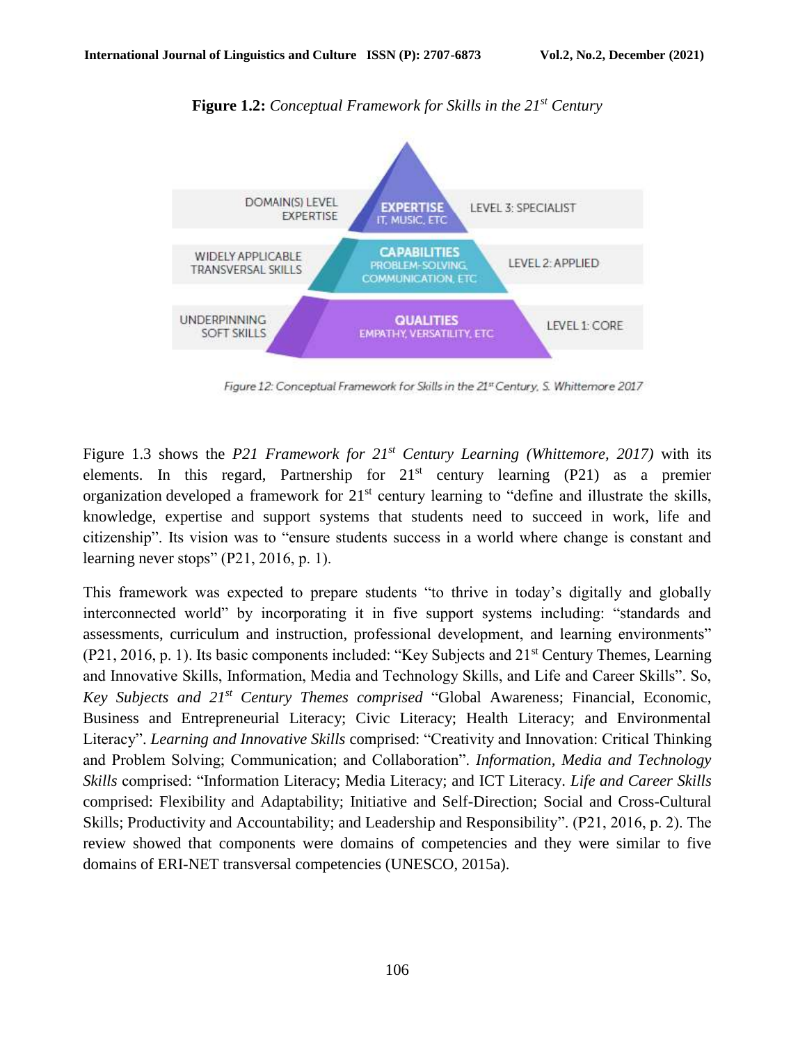**Figure 1.2:** *Conceptual Framework for Skills in the 21st Century*

| | | |
|---|---|---|
| DOMAIN(S) LEVEL EXPERTISE | **EXPERTISE** IT, MUSIC, ETC | LEVEL 3: SPECIALIST |
| WIDELY APPLICABLE TRANSVERSAL SKILLS | **CAPABILITIES** PROBLEM-SOLVING, COMMUNICATION, ETC | LEVEL 2: APPLIED |
| UNDERPINNING SOFT SKILLS | **QUALITIES** EMPATHY, VERSATILITY, ETC | LEVEL 1: CORE |

*Figure 12: Conceptual Framework for Skills in the 21st Century, S. Whittemore 2017*

Figure 1.3 shows the *P21 Framework for 21st Century Learning (Whittemore, 2017)* with its elements. In this regard, Partnership for 21st century learning (P21) as a premier organization developed a framework for 21st century learning to "define and illustrate the skills, knowledge, expertise and support systems that students need to succeed in work, life and citizenship". Its vision was to "ensure students success in a world where change is constant and learning never stops" (P21, 2016, p. 1).

This framework was expected to prepare students "to thrive in today's digitally and globally interconnected world" by incorporating it in five support systems including: "standards and assessments, curriculum and instruction, professional development, and learning environments" (P21, 2016, p. 1). Its basic components included: "Key Subjects and 21st Century Themes, Learning and Innovative Skills, Information, Media and Technology Skills, and Life and Career Skills". So, *Key Subjects and 21st Century Themes comprised* "Global Awareness; Financial, Economic, Business and Entrepreneurial Literacy; Civic Literacy; Health Literacy; and Environmental Literacy". *Learning and Innovative Skills* comprised: "Creativity and Innovation: Critical Thinking and Problem Solving; Communication; and Collaboration". *Information, Media and Technology Skills* comprised: "Information Literacy; Media Literacy; and ICT Literacy. *Life and Career Skills* comprised: Flexibility and Adaptability; Initiative and Self-Direction; Social and Cross-Cultural Skills; Productivity and Accountability; and Leadership and Responsibility". (P21, 2016, p. 2). The review showed that components were domains of competencies and they were similar to five domains of ERI-NET transversal competencies (UNESCO, 2015a).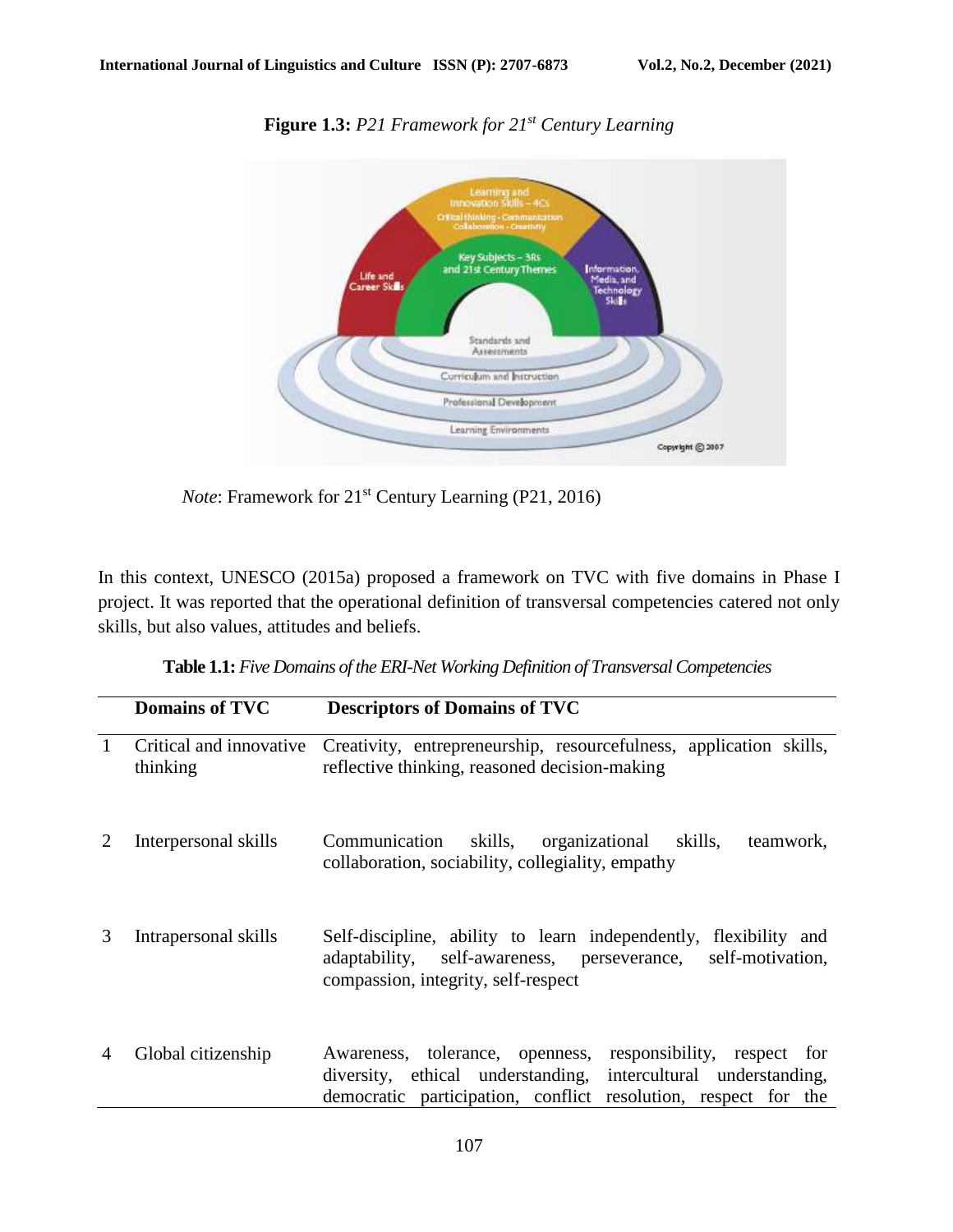**Figure 1.3:** *P21 Framework for 21st Century Learning*

*Note*: Framework for 21st Century Learning (P21, 2016)

In this context, UNESCO (2015a) proposed a framework on TVC with five domains in Phase I project. It was reported that the operational definition of transversal competencies catered not only skills, but also values, attitudes and beliefs.

**Table 1.1:** *Five Domains of the ERI-Net Working Definition of Transversal Competencies*

| | **Domains of TVC** | **Descriptors of Domains of TVC** |
|---|---|---|
| 1 | Critical and innovative thinking | Creativity, entrepreneurship, resourcefulness, application skills, reflective thinking, reasoned decision-making |
| 2 | Interpersonal skills | Communication skills, organizational skills, teamwork, collaboration, sociability, collegiality, empathy |
| 3 | Intrapersonal skills | Self-discipline, ability to learn independently, flexibility and adaptability, self-awareness, perseverance, self-motivation, compassion, integrity, self-respect |
| 4 | Global citizenship | Awareness, tolerance, openness, responsibility, respect for diversity, ethical understanding, intercultural understanding, democratic participation, conflict resolution, respect for the |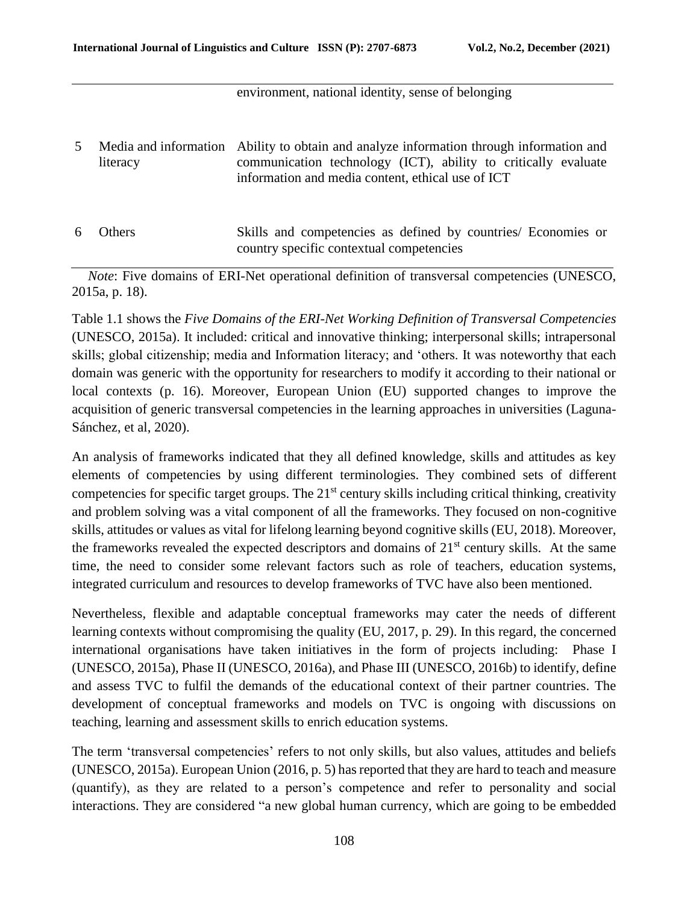| | | |
|---|---|---|
| | | environment, national identity, sense of belonging |
| 5 | Media and information literacy | Ability to obtain and analyze information through information and communication technology (ICT), ability to critically evaluate information and media content, ethical use of ICT |
| 6 | Others | Skills and competencies as defined by countries/ Economies or country specific contextual competencies |

*Note*: Five domains of ERI-Net operational definition of transversal competencies (UNESCO, 2015a, p. 18).

Table 1.1 shows the *Five Domains of the ERI-Net Working Definition of Transversal Competencies* (UNESCO, 2015a). It included: critical and innovative thinking; interpersonal skills; intrapersonal skills; global citizenship; media and Information literacy; and 'others. It was noteworthy that each domain was generic with the opportunity for researchers to modify it according to their national or local contexts (p. 16). Moreover, European Union (EU) supported changes to improve the acquisition of generic transversal competencies in the learning approaches in universities (Laguna-Sánchez, et al, 2020).

An analysis of frameworks indicated that they all defined knowledge, skills and attitudes as key elements of competencies by using different terminologies. They combined sets of different competencies for specific target groups. The 21st century skills including critical thinking, creativity and problem solving was a vital component of all the frameworks. They focused on non-cognitive skills, attitudes or values as vital for lifelong learning beyond cognitive skills (EU, 2018). Moreover, the frameworks revealed the expected descriptors and domains of 21st century skills. At the same time, the need to consider some relevant factors such as role of teachers, education systems, integrated curriculum and resources to develop frameworks of TVC have also been mentioned.

Nevertheless, flexible and adaptable conceptual frameworks may cater the needs of different learning contexts without compromising the quality (EU, 2017, p. 29). In this regard, the concerned international organisations have taken initiatives in the form of projects including: Phase I (UNESCO, 2015a), Phase II (UNESCO, 2016a), and Phase III (UNESCO, 2016b) to identify, define and assess TVC to fulfil the demands of the educational context of their partner countries. The development of conceptual frameworks and models on TVC is ongoing with discussions on teaching, learning and assessment skills to enrich education systems.

The term 'transversal competencies' refers to not only skills, but also values, attitudes and beliefs (UNESCO, 2015a). European Union (2016, p. 5) has reported that they are hard to teach and measure (quantify), as they are related to a person's competence and refer to personality and social interactions. They are considered "a new global human currency, which are going to be embedded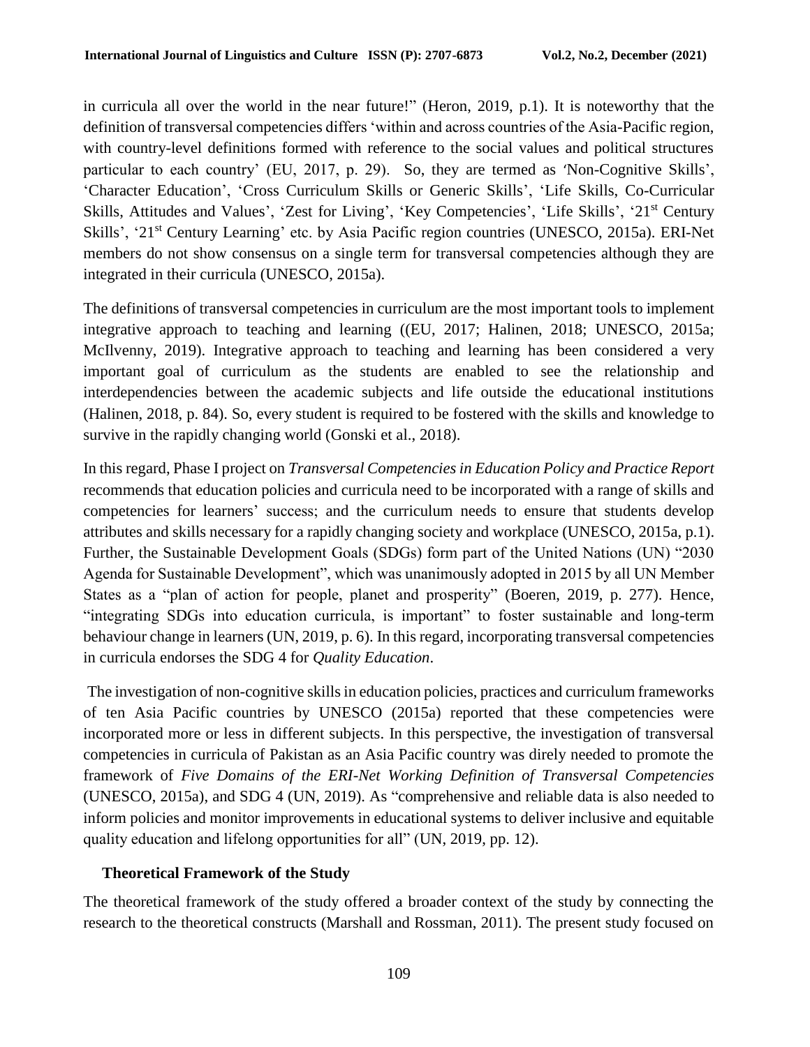in curricula all over the world in the near future!" (Heron, 2019, p.1). It is noteworthy that the definition of transversal competencies differs 'within and across countries of the Asia-Pacific region, with country-level definitions formed with reference to the social values and political structures particular to each country' (EU, 2017, p. 29). So, they are termed as 'Non-Cognitive Skills', 'Character Education', 'Cross Curriculum Skills or Generic Skills', 'Life Skills, Co-Curricular Skills, Attitudes and Values', 'Zest for Living', 'Key Competencies', 'Life Skills', '21st Century Skills', '21st Century Learning' etc. by Asia Pacific region countries (UNESCO, 2015a). ERI-Net members do not show consensus on a single term for transversal competencies although they are integrated in their curricula (UNESCO, 2015a).

The definitions of transversal competencies in curriculum are the most important tools to implement integrative approach to teaching and learning ((EU, 2017; Halinen, 2018; UNESCO, 2015a; McIlvenny, 2019). Integrative approach to teaching and learning has been considered a very important goal of curriculum as the students are enabled to see the relationship and interdependencies between the academic subjects and life outside the educational institutions (Halinen, 2018, p. 84). So, every student is required to be fostered with the skills and knowledge to survive in the rapidly changing world (Gonski et al., 2018).

In this regard, Phase I project on *Transversal Competencies in Education Policy and Practice Report* recommends that education policies and curricula need to be incorporated with a range of skills and competencies for learners' success; and the curriculum needs to ensure that students develop attributes and skills necessary for a rapidly changing society and workplace (UNESCO, 2015a, p.1). Further, the Sustainable Development Goals (SDGs) form part of the United Nations (UN) "2030 Agenda for Sustainable Development", which was unanimously adopted in 2015 by all UN Member States as a "plan of action for people, planet and prosperity" (Boeren, 2019, p. 277). Hence, "integrating SDGs into education curricula, is important" to foster sustainable and long-term behaviour change in learners (UN, 2019, p. 6). In this regard, incorporating transversal competencies in curricula endorses the SDG 4 for *Quality Education*.

The investigation of non-cognitive skills in education policies, practices and curriculum frameworks of ten Asia Pacific countries by UNESCO (2015a) reported that these competencies were incorporated more or less in different subjects. In this perspective, the investigation of transversal competencies in curricula of Pakistan as an Asia Pacific country was direly needed to promote the framework of *Five Domains of the ERI-Net Working Definition of Transversal Competencies* (UNESCO, 2015a), and SDG 4 (UN, 2019). As "comprehensive and reliable data is also needed to inform policies and monitor improvements in educational systems to deliver inclusive and equitable quality education and lifelong opportunities for all" (UN, 2019, pp. 12).

## Theoretical Framework of the Study

The theoretical framework of the study offered a broader context of the study by connecting the research to the theoretical constructs (Marshall and Rossman, 2011). The present study focused on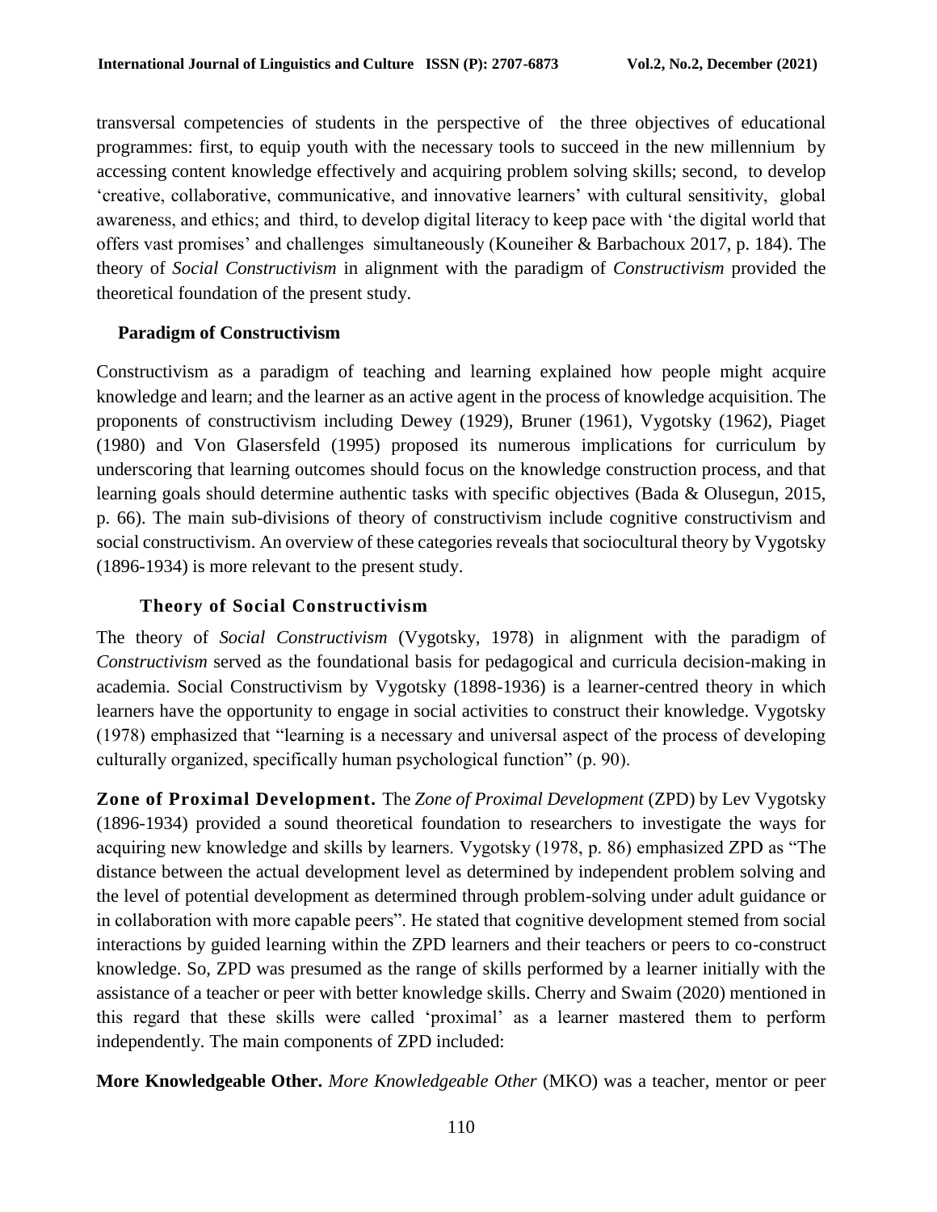transversal competencies of students in the perspective of the three objectives of educational programmes: first, to equip youth with the necessary tools to succeed in the new millennium by accessing content knowledge effectively and acquiring problem solving skills; second, to develop 'creative, collaborative, communicative, and innovative learners' with cultural sensitivity, global awareness, and ethics; and third, to develop digital literacy to keep pace with 'the digital world that offers vast promises' and challenges simultaneously (Kouneiher & Barbachoux 2017, p. 184). The theory of *Social Constructivism* in alignment with the paradigm of *Constructivism* provided the theoretical foundation of the present study.

## Paradigm of Constructivism

Constructivism as a paradigm of teaching and learning explained how people might acquire knowledge and learn; and the learner as an active agent in the process of knowledge acquisition. The proponents of constructivism including Dewey (1929), Bruner (1961), Vygotsky (1962), Piaget (1980) and Von Glasersfeld (1995) proposed its numerous implications for curriculum by underscoring that learning outcomes should focus on the knowledge construction process, and that learning goals should determine authentic tasks with specific objectives (Bada & Olusegun, 2015, p. 66). The main sub-divisions of theory of constructivism include cognitive constructivism and social constructivism. An overview of these categories reveals that sociocultural theory by Vygotsky (1896-1934) is more relevant to the present study.

### Theory of Social Constructivism

The theory of *Social Constructivism* (Vygotsky, 1978) in alignment with the paradigm of *Constructivism* served as the foundational basis for pedagogical and curricula decision-making in academia. Social Constructivism by Vygotsky (1898-1936) is a learner-centred theory in which learners have the opportunity to engage in social activities to construct their knowledge. Vygotsky (1978) emphasized that "learning is a necessary and universal aspect of the process of developing culturally organized, specifically human psychological function" (p. 90).

**Zone of Proximal Development.** The *Zone of Proximal Development* (ZPD) by Lev Vygotsky (1896-1934) provided a sound theoretical foundation to researchers to investigate the ways for acquiring new knowledge and skills by learners. Vygotsky (1978, p. 86) emphasized ZPD as "The distance between the actual development level as determined by independent problem solving and the level of potential development as determined through problem-solving under adult guidance or in collaboration with more capable peers". He stated that cognitive development stemed from social interactions by guided learning within the ZPD learners and their teachers or peers to co-construct knowledge. So, ZPD was presumed as the range of skills performed by a learner initially with the assistance of a teacher or peer with better knowledge skills. Cherry and Swaim (2020) mentioned in this regard that these skills were called 'proximal' as a learner mastered them to perform independently. The main components of ZPD included:

**More Knowledgeable Other.** *More Knowledgeable Other* (MKO) was a teacher, mentor or peer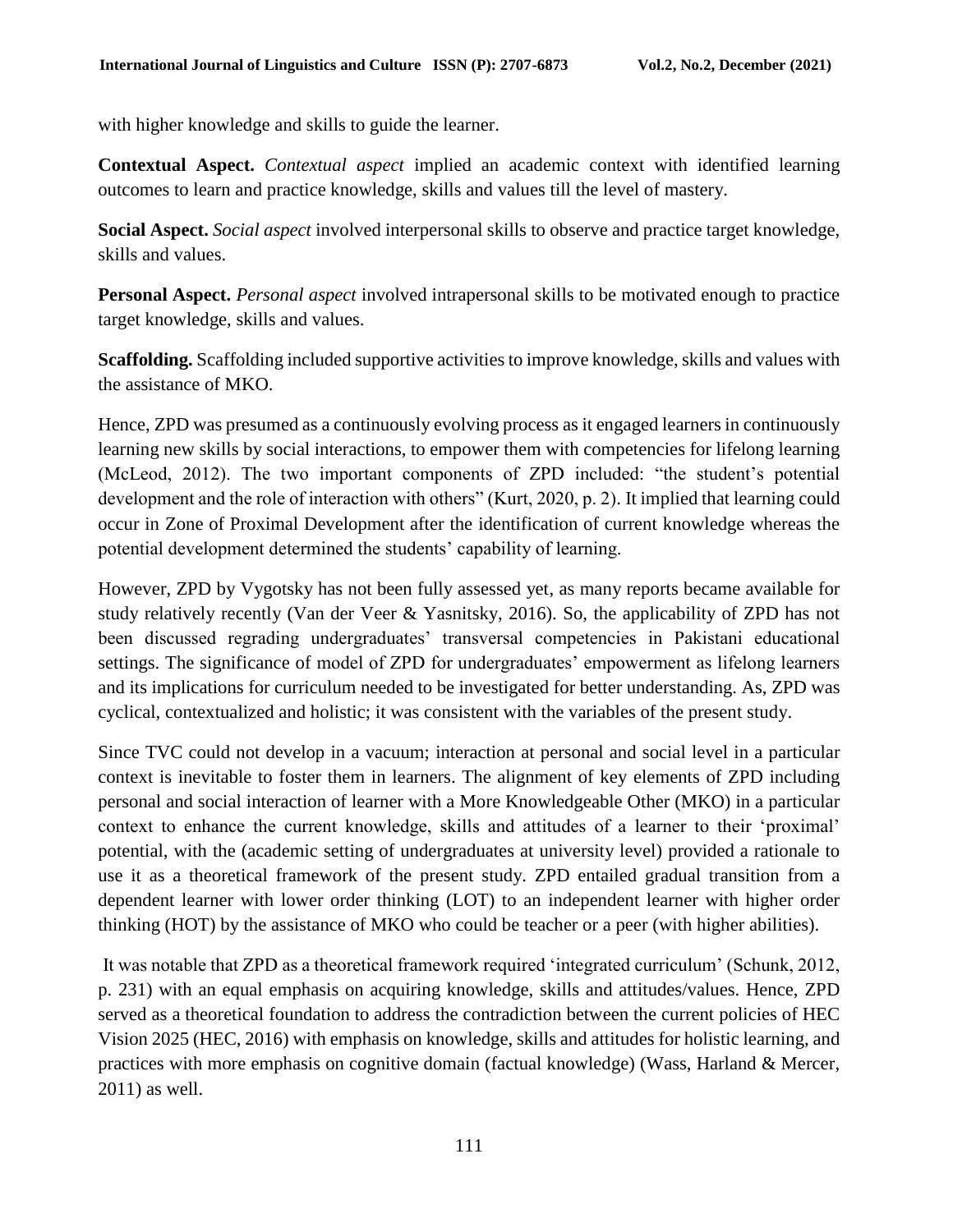with higher knowledge and skills to guide the learner.

**Contextual Aspect.** *Contextual aspect* implied an academic context with identified learning outcomes to learn and practice knowledge, skills and values till the level of mastery.

**Social Aspect.** *Social aspect* involved interpersonal skills to observe and practice target knowledge, skills and values.

**Personal Aspect.** *Personal aspect* involved intrapersonal skills to be motivated enough to practice target knowledge, skills and values.

**Scaffolding.** Scaffolding included supportive activities to improve knowledge, skills and values with the assistance of MKO.

Hence, ZPD was presumed as a continuously evolving process as it engaged learners in continuously learning new skills by social interactions, to empower them with competencies for lifelong learning (McLeod, 2012). The two important components of ZPD included: "the student's potential development and the role of interaction with others" (Kurt, 2020, p. 2). It implied that learning could occur in Zone of Proximal Development after the identification of current knowledge whereas the potential development determined the students' capability of learning.

However, ZPD by Vygotsky has not been fully assessed yet, as many reports became available for study relatively recently (Van der Veer & Yasnitsky, 2016). So, the applicability of ZPD has not been discussed regrading undergraduates' transversal competencies in Pakistani educational settings. The significance of model of ZPD for undergraduates' empowerment as lifelong learners and its implications for curriculum needed to be investigated for better understanding. As, ZPD was cyclical, contextualized and holistic; it was consistent with the variables of the present study.

Since TVC could not develop in a vacuum; interaction at personal and social level in a particular context is inevitable to foster them in learners. The alignment of key elements of ZPD including personal and social interaction of learner with a More Knowledgeable Other (MKO) in a particular context to enhance the current knowledge, skills and attitudes of a learner to their 'proximal' potential, with the (academic setting of undergraduates at university level) provided a rationale to use it as a theoretical framework of the present study. ZPD entailed gradual transition from a dependent learner with lower order thinking (LOT) to an independent learner with higher order thinking (HOT) by the assistance of MKO who could be teacher or a peer (with higher abilities).

It was notable that ZPD as a theoretical framework required 'integrated curriculum' (Schunk, 2012, p. 231) with an equal emphasis on acquiring knowledge, skills and attitudes/values. Hence, ZPD served as a theoretical foundation to address the contradiction between the current policies of HEC Vision 2025 (HEC, 2016) with emphasis on knowledge, skills and attitudes for holistic learning, and practices with more emphasis on cognitive domain (factual knowledge) (Wass, Harland & Mercer, 2011) as well.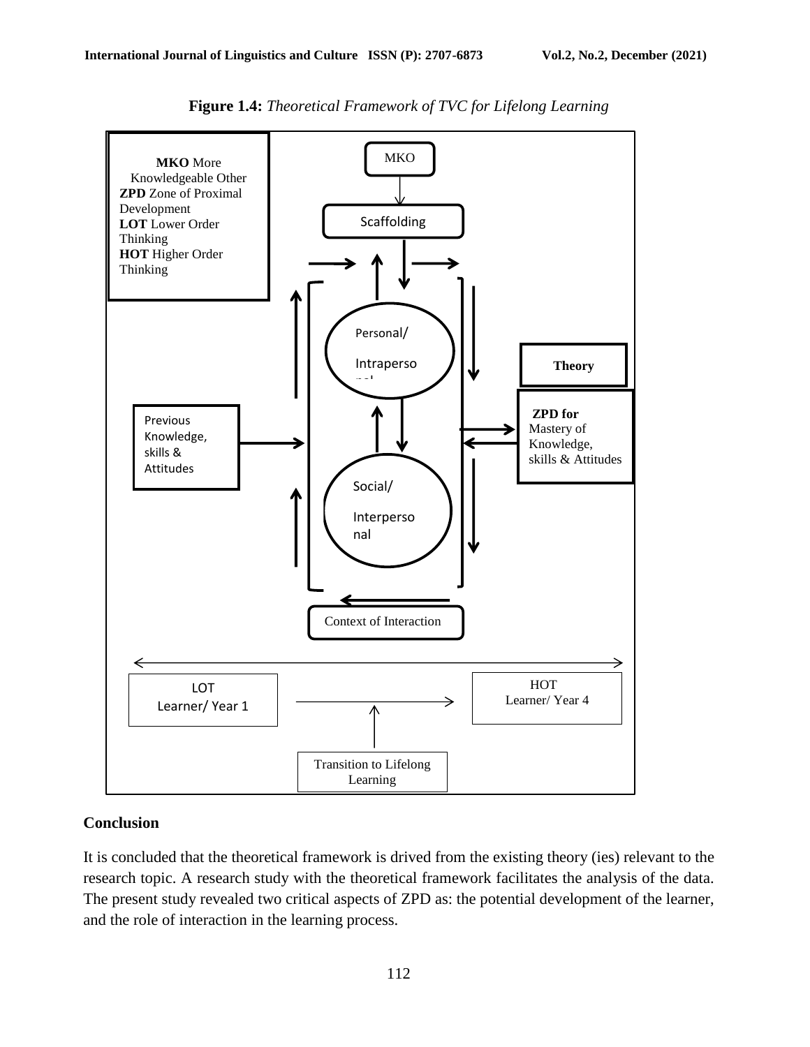**Figure 1.4:** *Theoretical Framework of TVC for Lifelong Learning*

**MKO** More Knowledgeable Other
**ZPD** Zone of Proximal Development
**LOT** Lower Order Thinking
**HOT** Higher Order Thinking

MKO

Scaffolding

Personal/ Intrapersonal

Social/ Interpersonal

Previous Knowledge, skills & Attitudes

**Theory**

**ZPD for** Mastery of Knowledge, skills & Attitudes

Context of Interaction

LOT Learner/ Year 1

HOT Learner/ Year 4

Transition to Lifelong Learning

## Conclusion

It is concluded that the theoretical framework is drived from the existing theory (ies) relevant to the research topic. A research study with the theoretical framework facilitates the analysis of the data. The present study revealed two critical aspects of ZPD as: the potential development of the learner, and the role of interaction in the learning process.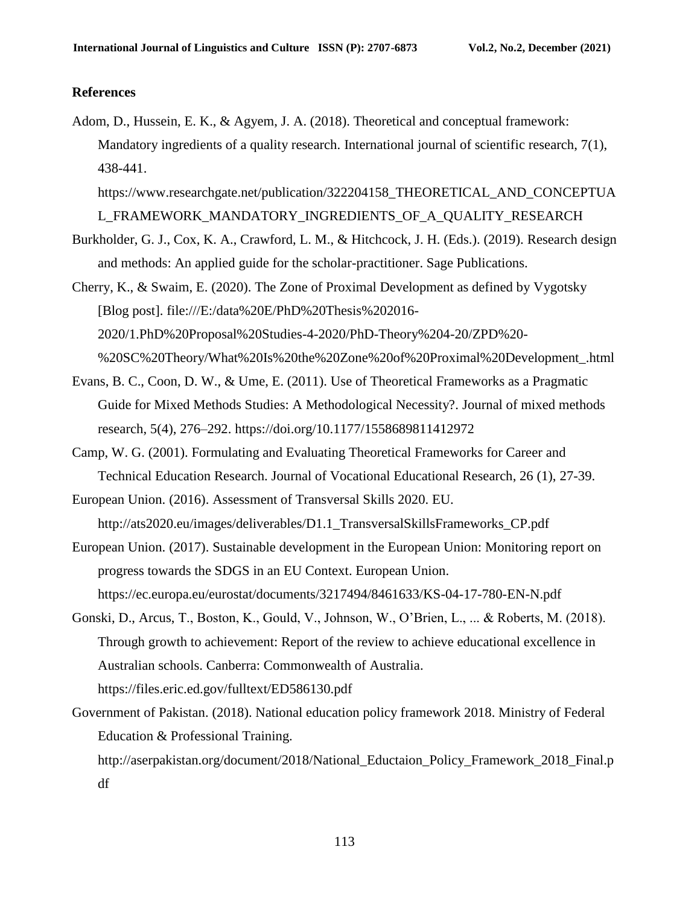## References

Adom, D., Hussein, E. K., & Agyem, J. A. (2018). Theoretical and conceptual framework: Mandatory ingredients of a quality research. International journal of scientific research, 7(1), 438-441. https://www.researchgate.net/publication/322204158_THEORETICAL_AND_CONCEPTUAL_FRAMEWORK_MANDATORY_INGREDIENTS_OF_A_QUALITY_RESEARCH

Burkholder, G. J., Cox, K. A., Crawford, L. M., & Hitchcock, J. H. (Eds.). (2019). Research design and methods: An applied guide for the scholar-practitioner. Sage Publications.

Cherry, K., & Swaim, E. (2020). The Zone of Proximal Development as defined by Vygotsky [Blog post]. file:///E:/data%20E/PhD%20Thesis%202016-2020/1.PhD%20Proposal%20Studies-4-2020/PhD-Theory%204-20/ZPD%20-%20SC%20Theory/What%20Is%20the%20Zone%20of%20Proximal%20Development_.html

Evans, B. C., Coon, D. W., & Ume, E. (2011). Use of Theoretical Frameworks as a Pragmatic Guide for Mixed Methods Studies: A Methodological Necessity?. Journal of mixed methods research, 5(4), 276–292. https://doi.org/10.1177/1558689811412972

Camp, W. G. (2001). Formulating and Evaluating Theoretical Frameworks for Career and Technical Education Research. Journal of Vocational Educational Research, 26 (1), 27-39.

European Union. (2016). Assessment of Transversal Skills 2020. EU. http://ats2020.eu/images/deliverables/D1.1_TransversalSkillsFrameworks_CP.pdf

European Union. (2017). Sustainable development in the European Union: Monitoring report on progress towards the SDGS in an EU Context. European Union. https://ec.europa.eu/eurostat/documents/3217494/8461633/KS-04-17-780-EN-N.pdf

Gonski, D., Arcus, T., Boston, K., Gould, V., Johnson, W., O'Brien, L., ... & Roberts, M. (2018). Through growth to achievement: Report of the review to achieve educational excellence in Australian schools. Canberra: Commonwealth of Australia. https://files.eric.ed.gov/fulltext/ED586130.pdf

Government of Pakistan. (2018). National education policy framework 2018. Ministry of Federal Education & Professional Training. http://aserpakistan.org/document/2018/National_Eductaion_Policy_Framework_2018_Final.pdf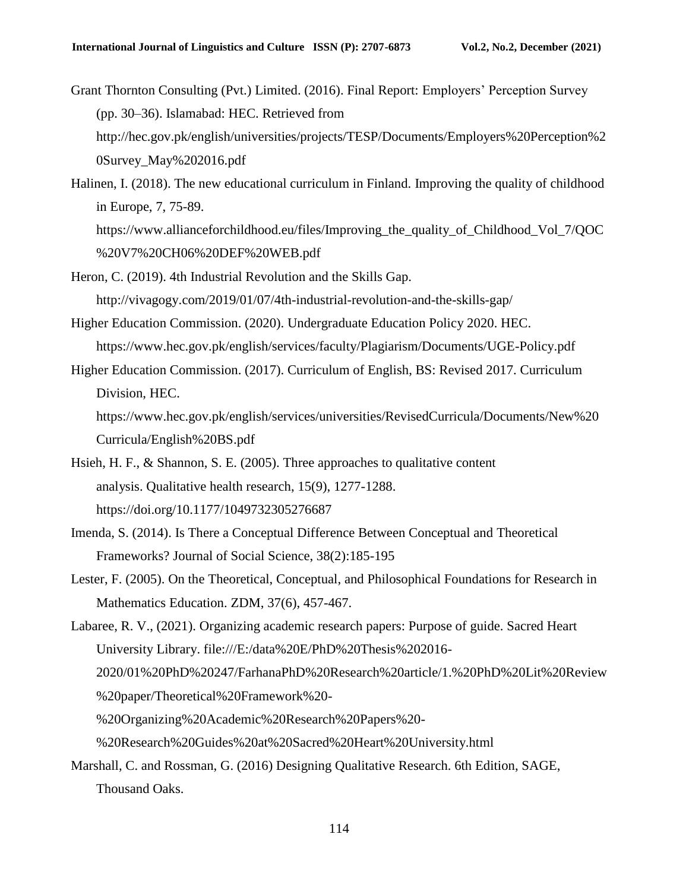Grant Thornton Consulting (Pvt.) Limited. (2016). Final Report: Employers' Perception Survey (pp. 30–36). Islamabad: HEC. Retrieved from http://hec.gov.pk/english/universities/projects/TESP/Documents/Employers%20Perception%20Survey_May%202016.pdf

Halinen, I. (2018). The new educational curriculum in Finland. Improving the quality of childhood in Europe, 7, 75-89. https://www.allianceforchildhood.eu/files/Improving_the_quality_of_Childhood_Vol_7/QOC%20V7%20CH06%20DEF%20WEB.pdf

Heron, C. (2019). 4th Industrial Revolution and the Skills Gap. http://vivagogy.com/2019/01/07/4th-industrial-revolution-and-the-skills-gap/

Higher Education Commission. (2020). Undergraduate Education Policy 2020. HEC. https://www.hec.gov.pk/english/services/faculty/Plagiarism/Documents/UGE-Policy.pdf

Higher Education Commission. (2017). Curriculum of English, BS: Revised 2017. Curriculum Division, HEC. https://www.hec.gov.pk/english/services/universities/RevisedCurricula/Documents/New%20Curricula/English%20BS.pdf

Hsieh, H. F., & Shannon, S. E. (2005). Three approaches to qualitative content analysis. Qualitative health research, 15(9), 1277-1288. https://doi.org/10.1177/1049732305276687

Imenda, S. (2014). Is There a Conceptual Difference Between Conceptual and Theoretical Frameworks? Journal of Social Science, 38(2):185-195

Lester, F. (2005). On the Theoretical, Conceptual, and Philosophical Foundations for Research in Mathematics Education. ZDM, 37(6), 457-467.

Labaree, R. V., (2021). Organizing academic research papers: Purpose of guide. Sacred Heart University Library. file:///E:/data%20E/PhD%20Thesis%202016-2020/01%20PhD%20247/FarhanaPhD%20Research%20article/1.%20PhD%20Lit%20Review%20paper/Theoretical%20Framework%20-%20Organizing%20Academic%20Research%20Papers%20-%20Research%20Guides%20at%20Sacred%20Heart%20University.html

Marshall, C. and Rossman, G. (2016) Designing Qualitative Research. 6th Edition, SAGE, Thousand Oaks.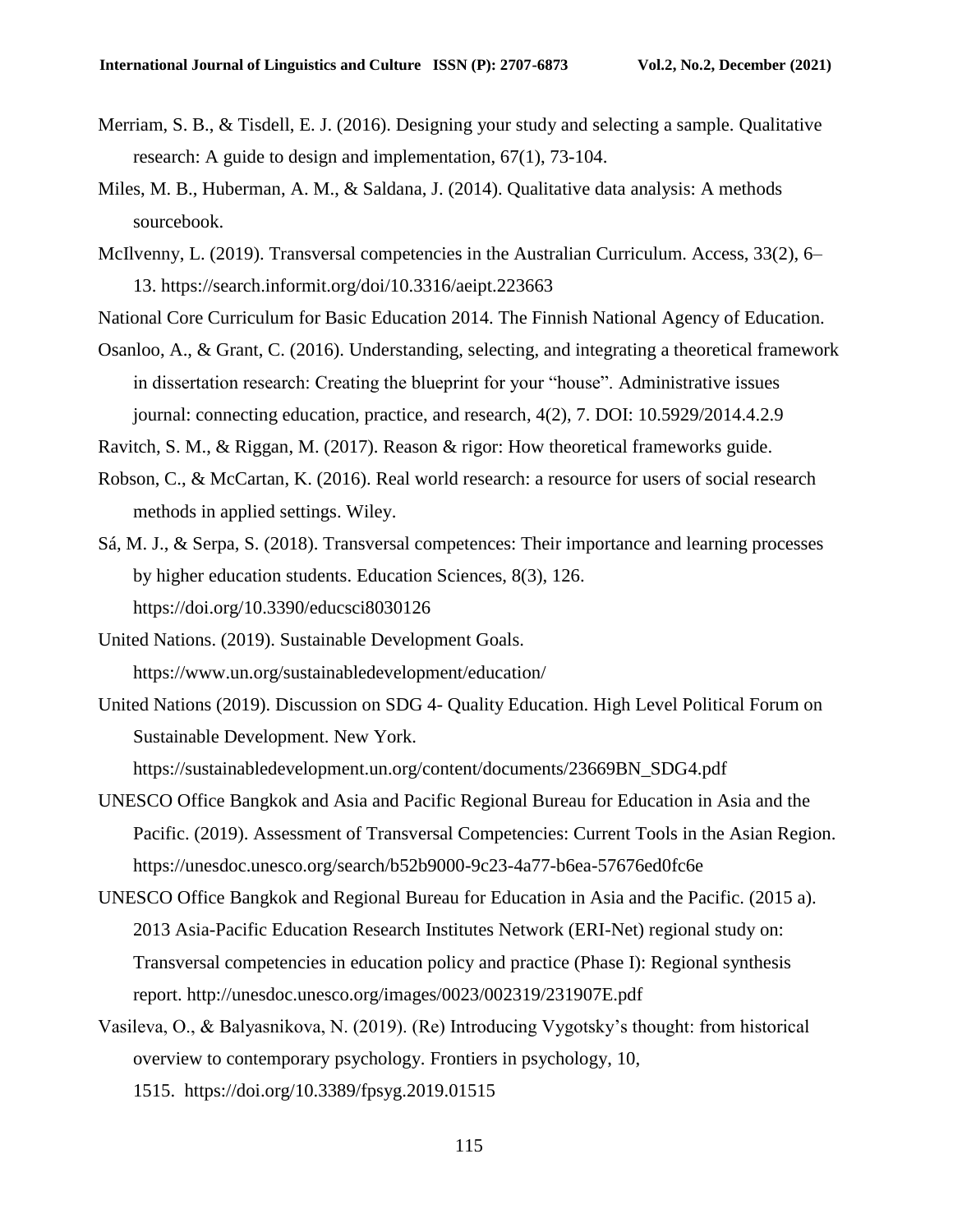Merriam, S. B., & Tisdell, E. J. (2016). Designing your study and selecting a sample. Qualitative research: A guide to design and implementation, 67(1), 73-104.

Miles, M. B., Huberman, A. M., & Saldana, J. (2014). Qualitative data analysis: A methods sourcebook.

McIlvenny, L. (2019). Transversal competencies in the Australian Curriculum. Access, 33(2), 6–13. https://search.informit.org/doi/10.3316/aeipt.223663

National Core Curriculum for Basic Education 2014. The Finnish National Agency of Education.

Osanloo, A., & Grant, C. (2016). Understanding, selecting, and integrating a theoretical framework in dissertation research: Creating the blueprint for your "house". Administrative issues journal: connecting education, practice, and research, 4(2), 7. DOI: 10.5929/2014.4.2.9

Ravitch, S. M., & Riggan, M. (2017). Reason & rigor: How theoretical frameworks guide.

Robson, C., & McCartan, K. (2016). Real world research: a resource for users of social research methods in applied settings. Wiley.

Sá, M. J., & Serpa, S. (2018). Transversal competences: Their importance and learning processes by higher education students. Education Sciences, 8(3), 126. https://doi.org/10.3390/educsci8030126

United Nations. (2019). Sustainable Development Goals. https://www.un.org/sustainabledevelopment/education/

United Nations (2019). Discussion on SDG 4- Quality Education. High Level Political Forum on Sustainable Development. New York. https://sustainabledevelopment.un.org/content/documents/23669BN_SDG4.pdf

UNESCO Office Bangkok and Asia and Pacific Regional Bureau for Education in Asia and the Pacific. (2019). Assessment of Transversal Competencies: Current Tools in the Asian Region. https://unesdoc.unesco.org/search/b52b9000-9c23-4a77-b6ea-57676ed0fc6e

UNESCO Office Bangkok and Regional Bureau for Education in Asia and the Pacific. (2015 a). 2013 Asia-Pacific Education Research Institutes Network (ERI-Net) regional study on: Transversal competencies in education policy and practice (Phase I): Regional synthesis report. http://unesdoc.unesco.org/images/0023/002319/231907E.pdf

Vasileva, O., & Balyasnikova, N. (2019). (Re) Introducing Vygotsky's thought: from historical overview to contemporary psychology. Frontiers in psychology, 10, 1515. https://doi.org/10.3389/fpsyg.2019.01515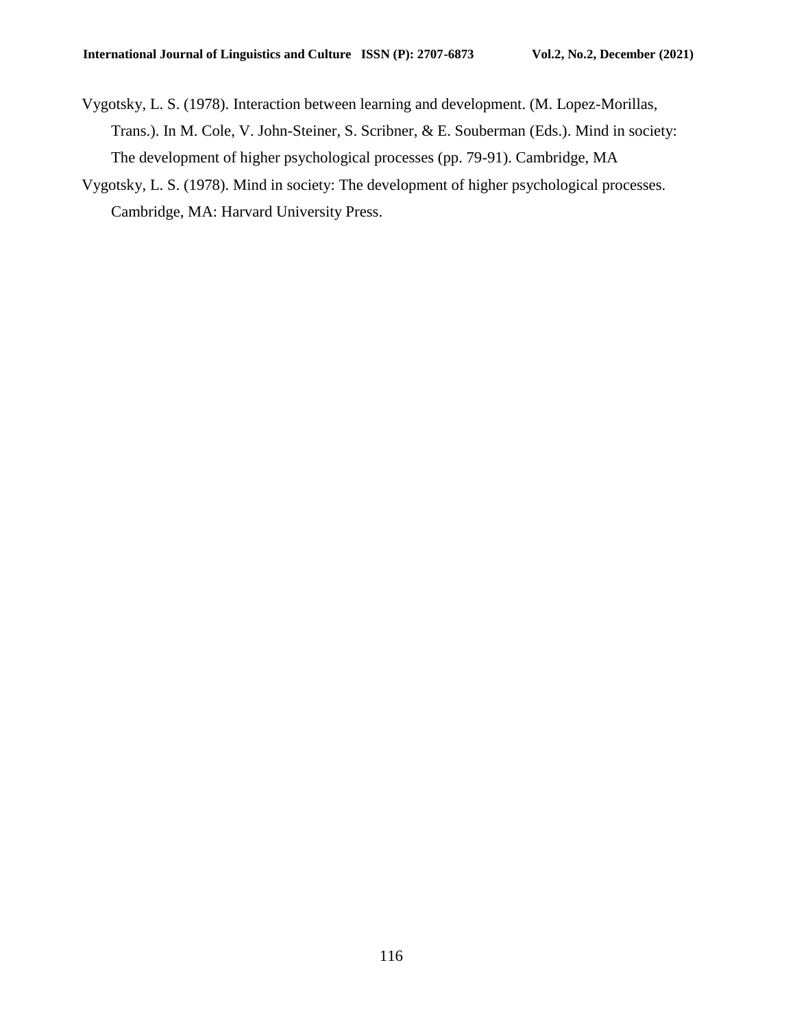Vygotsky, L. S. (1978). Interaction between learning and development. (M. Lopez-Morillas, Trans.). In M. Cole, V. John-Steiner, S. Scribner, & E. Souberman (Eds.). Mind in society: The development of higher psychological processes (pp. 79-91). Cambridge, MA

Vygotsky, L. S. (1978). Mind in society: The development of higher psychological processes. Cambridge, MA: Harvard University Press.